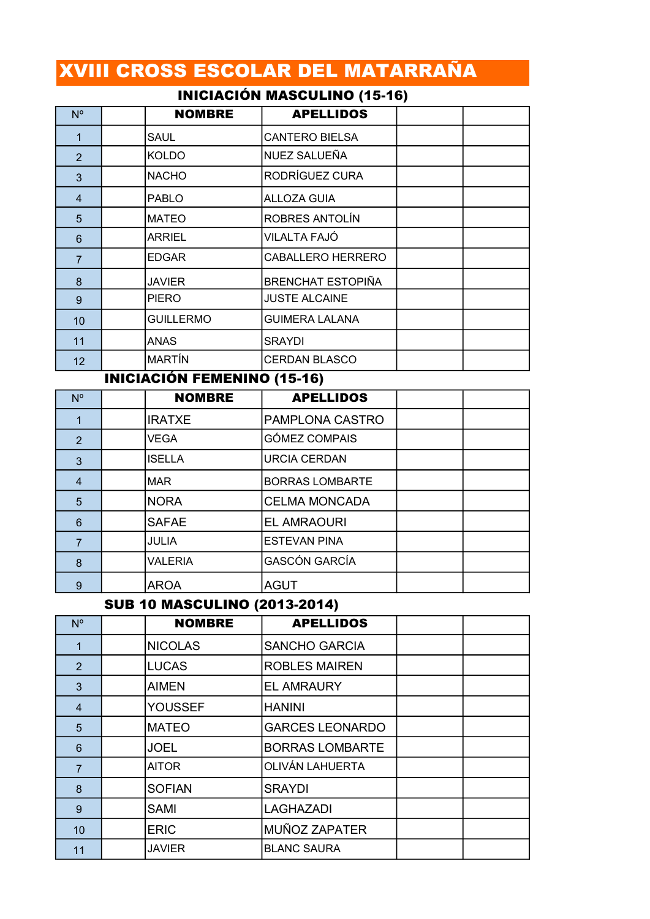# XVIII CROSS ESCOLAR DEL MATARRAÑA

## INICIACIÓN MASCULINO (15-16)

| Nº | | NOMBRE | APELLIDOS | | |
|---|---|---|---|---|---|
| 1 | | SAUL | CANTERO BIELSA | | |
| 2 | | KOLDO | NUEZ SALUEÑA | | |
| 3 | | NACHO | RODRÍGUEZ CURA | | |
| 4 | | PABLO | ALLOZA GUIA | | |
| 5 | | MATEO | ROBRES ANTOLÍN | | |
| 6 | | ARRIEL | VILALTA FAJÓ | | |
| 7 | | EDGAR | CABALLERO HERRERO | | |
| 8 | | JAVIER | BRENCHAT ESTOPIÑA | | |
| 9 | | PIERO | JUSTE ALCAINE | | |
| 10 | | GUILLERMO | GUIMERA LALANA | | |
| 11 | | ANAS | SRAYDI | | |
| 12 | | MARTÍN | CERDAN BLASCO | | |

## INICIACIÓN FEMENINO (15-16)

| Nº | | NOMBRE | APELLIDOS | | |
|---|---|---|---|---|---|
| 1 | | IRATXE | PAMPLONA CASTRO | | |
| 2 | | VEGA | GÓMEZ COMPAIS | | |
| 3 | | ISELLA | URCIA CERDAN | | |
| 4 | | MAR | BORRAS LOMBARTE | | |
| 5 | | NORA | CELMA MONCADA | | |
| 6 | | SAFAE | EL AMRAOURI | | |
| 7 | | JULIA | ESTEVAN PINA | | |
| 8 | | VALERIA | GASCÓN GARCÍA | | |
| 9 | | AROA | AGUT | | |

## SUB 10 MASCULINO (2013-2014)

| Nº | | NOMBRE | APELLIDOS | | |
|---|---|---|---|---|---|
| 1 | | NICOLAS | SANCHO GARCIA | | |
| 2 | | LUCAS | ROBLES MAIREN | | |
| 3 | | AIMEN | EL AMRAURY | | |
| 4 | | YOUSSEF | HANINI | | |
| 5 | | MATEO | GARCES LEONARDO | | |
| 6 | | JOEL | BORRAS LOMBARTE | | |
| 7 | | AITOR | OLIVÁN LAHUERTA | | |
| 8 | | SOFIAN | SRAYDI | | |
| 9 | | SAMI | LAGHAZADI | | |
| 10 | | ERIC | MUÑOZ ZAPATER | | |
| 11 | | JAVIER | BLANC SAURA | | |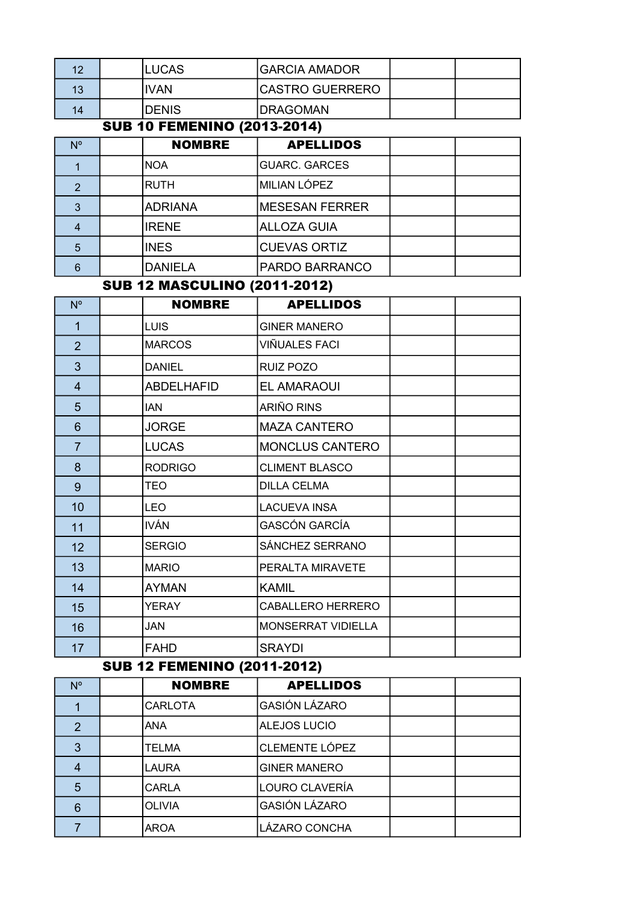| | | | | | |
|---|---|---|---|---|---|
| 12 | | LUCAS | GARCIA AMADOR | | |
| 13 | | IVAN | CASTRO GUERRERO | | |
| 14 | | DENIS | DRAGOMAN | | |

## SUB 10 FEMENINO (2013-2014)

| Nº | | NOMBRE | APELLIDOS | | |
|---|---|---|---|---|---|
| 1 | | NOA | GUARC. GARCES | | |
| 2 | | RUTH | MILIAN LÓPEZ | | |
| 3 | | ADRIANA | MESESAN FERRER | | |
| 4 | | IRENE | ALLOZA GUIA | | |
| 5 | | INES | CUEVAS ORTIZ | | |
| 6 | | DANIELA | PARDO BARRANCO | | |

## SUB 12 MASCULINO (2011-2012)

| Nº | | NOMBRE | APELLIDOS | | |
|---|---|---|---|---|---|
| 1 | | LUIS | GINER MANERO | | |
| 2 | | MARCOS | VIÑUALES FACI | | |
| 3 | | DANIEL | RUIZ POZO | | |
| 4 | | ABDELHAFID | EL AMARAOUI | | |
| 5 | | IAN | ARIÑO RINS | | |
| 6 | | JORGE | MAZA CANTERO | | |
| 7 | | LUCAS | MONCLUS CANTERO | | |
| 8 | | RODRIGO | CLIMENT BLASCO | | |
| 9 | | TEO | DILLA CELMA | | |
| 10 | | LEO | LACUEVA INSA | | |
| 11 | | IVÁN | GASCÓN GARCÍA | | |
| 12 | | SERGIO | SÁNCHEZ SERRANO | | |
| 13 | | MARIO | PERALTA MIRAVETE | | |
| 14 | | AYMAN | KAMIL | | |
| 15 | | YERAY | CABALLERO HERRERO | | |
| 16 | | JAN | MONSERRAT VIDIELLA | | |
| 17 | | FAHD | SRAYDI | | |

## SUB 12 FEMENINO (2011-2012)

| Nº | | NOMBRE | APELLIDOS | | |
|---|---|---|---|---|---|
| 1 | | CARLOTA | GASIÓN LÁZARO | | |
| 2 | | ANA | ALEJOS LUCIO | | |
| 3 | | TELMA | CLEMENTE LÓPEZ | | |
| 4 | | LAURA | GINER MANERO | | |
| 5 | | CARLA | LOURO CLAVERÍA | | |
| 6 | | OLIVIA | GASIÓN LÁZARO | | |
| 7 | | AROA | LÁZARO CONCHA | | |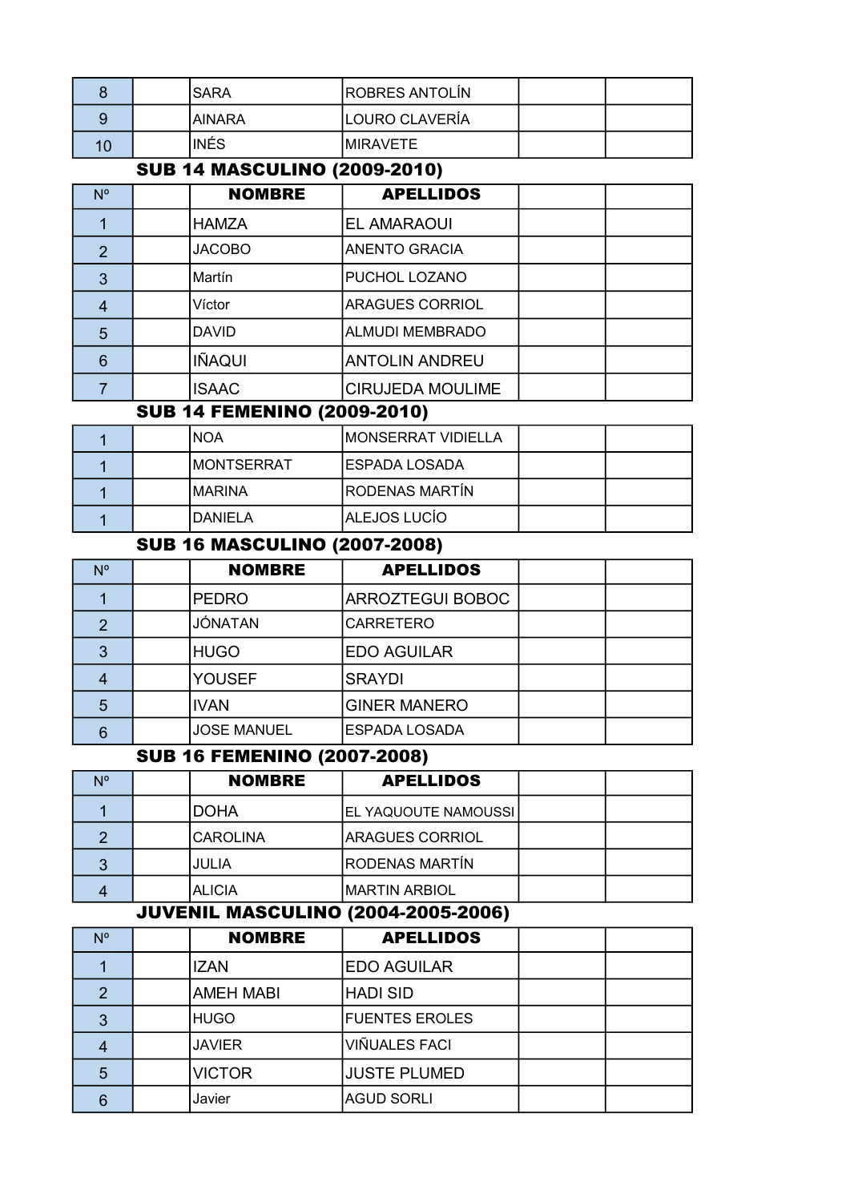| | | | | | |
|---|---|---|---|---|---|
| 8 | | SARA | ROBRES ANTOLÍN | | |
| 9 | | AINARA | LOURO CLAVERÍA | | |
| 10 | | INÉS | MIRAVETE | | |

## SUB 14 MASCULINO (2009-2010)

| Nº | | NOMBRE | APELLIDOS | | |
|---|---|---|---|---|---|
| 1 | | HAMZA | EL AMARAOUI | | |
| 2 | | JACOBO | ANENTO GRACIA | | |
| 3 | | Martín | PUCHOL LOZANO | | |
| 4 | | Víctor | ARAGUES CORRIOL | | |
| 5 | | DAVID | ALMUDI MEMBRADO | | |
| 6 | | IÑAQUI | ANTOLIN ANDREU | | |
| 7 | | ISAAC | CIRUJEDA MOULIME | | |

## SUB 14 FEMENINO (2009-2010)

| | | | | | |
|---|---|---|---|---|---|
| 1 | | NOA | MONSERRAT VIDIELLA | | |
| 1 | | MONTSERRAT | ESPADA LOSADA | | |
| 1 | | MARINA | RODENAS MARTÍN | | |
| 1 | | DANIELA | ALEJOS LUCÍO | | |

## SUB 16 MASCULINO (2007-2008)

| Nº | | NOMBRE | APELLIDOS | | |
|---|---|---|---|---|---|
| 1 | | PEDRO | ARROZTEGUI BOBOC | | |
| 2 | | JÓNATAN | CARRETERO | | |
| 3 | | HUGO | EDO AGUILAR | | |
| 4 | | YOUSEF | SRAYDI | | |
| 5 | | IVAN | GINER MANERO | | |
| 6 | | JOSE MANUEL | ESPADA LOSADA | | |

## SUB 16 FEMENINO (2007-2008)

| Nº | | NOMBRE | APELLIDOS | | |
|---|---|---|---|---|---|
| 1 | | DOHA | EL YAQUOUTE NAMOUSSI | | |
| 2 | | CAROLINA | ARAGUES CORRIOL | | |
| 3 | | JULIA | RODENAS MARTÍN | | |
| 4 | | ALICIA | MARTIN ARBIOL | | |

## JUVENIL MASCULINO (2004-2005-2006)

| Nº | | NOMBRE | APELLIDOS | | |
|---|---|---|---|---|---|
| 1 | | IZAN | EDO AGUILAR | | |
| 2 | | AMEH MABI | HADI SID | | |
| 3 | | HUGO | FUENTES EROLES | | |
| 4 | | JAVIER | VIÑUALES FACI | | |
| 5 | | VICTOR | JUSTE PLUMED | | |
| 6 | | Javier | AGUD SORLI | | |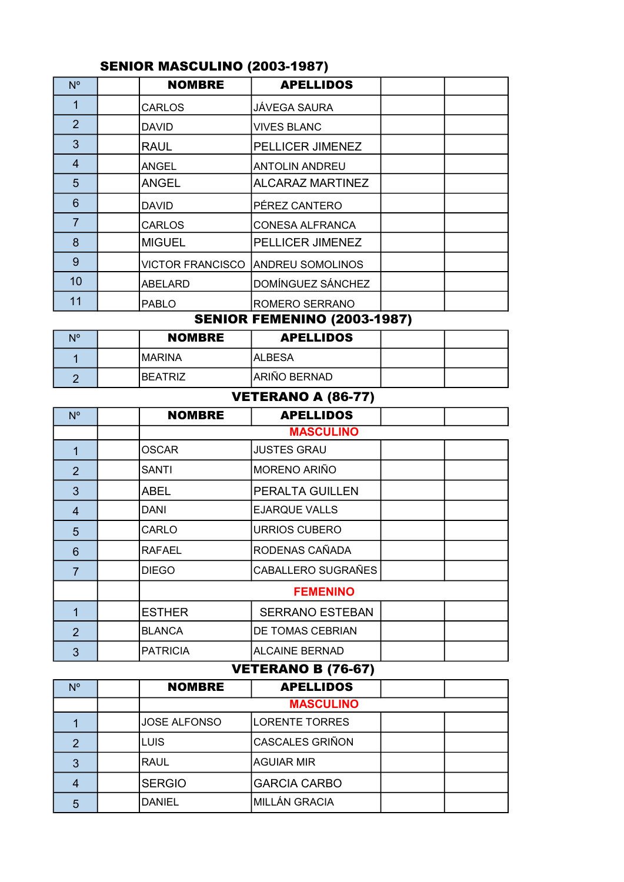## SENIOR MASCULINO (2003-1987)

| Nº | | NOMBRE | APELLIDOS | | |
|---|---|---|---|---|---|
| 1 | | CARLOS | JÁVEGA SAURA | | |
| 2 | | DAVID | VIVES BLANC | | |
| 3 | | RAUL | PELLICER JIMENEZ | | |
| 4 | | ANGEL | ANTOLIN ANDREU | | |
| 5 | | ANGEL | ALCARAZ MARTINEZ | | |
| 6 | | DAVID | PÉREZ CANTERO | | |
| 7 | | CARLOS | CONESA ALFRANCA | | |
| 8 | | MIGUEL | PELLICER JIMENEZ | | |
| 9 | | VICTOR FRANCISCO | ANDREU SOMOLINOS | | |
| 10 | | ABELARD | DOMÍNGUEZ SÁNCHEZ | | |
| 11 | | PABLO | ROMERO SERRANO | | |

## SENIOR FEMENINO (2003-1987)

| Nº | | NOMBRE | APELLIDOS | | |
|---|---|---|---|---|---|
| 1 | | MARINA | ALBESA | | |
| 2 | | BEATRIZ | ARIÑO BERNAD | | |

## VETERANO A (86-77)

| Nº | | NOMBRE | APELLIDOS | | |
|---|---|---|---|---|---|
| | | | MASCULINO | | |
| 1 | | OSCAR | JUSTES GRAU | | |
| 2 | | SANTI | MORENO ARIÑO | | |
| 3 | | ABEL | PERALTA GUILLEN | | |
| 4 | | DANI | EJARQUE VALLS | | |
| 5 | | CARLO | URRIOS CUBERO | | |
| 6 | | RAFAEL | RODENAS CAÑADA | | |
| 7 | | DIEGO | CABALLERO SUGRAÑES | | |
| | | | FEMENINO | | |
| 1 | | ESTHER | SERRANO ESTEBAN | | |
| 2 | | BLANCA | DE TOMAS CEBRIAN | | |
| 3 | | PATRICIA | ALCAINE BERNAD | | |

## VETERANO B (76-67)

| Nº | | NOMBRE | APELLIDOS | | |
|---|---|---|---|---|---|
| | | | MASCULINO | | |
| 1 | | JOSE ALFONSO | LORENTE TORRES | | |
| 2 | | LUIS | CASCALES GRIÑON | | |
| 3 | | RAUL | AGUIAR MIR | | |
| 4 | | SERGIO | GARCIA CARBO | | |
| 5 | | DANIEL | MILLÁN GRACIA | | |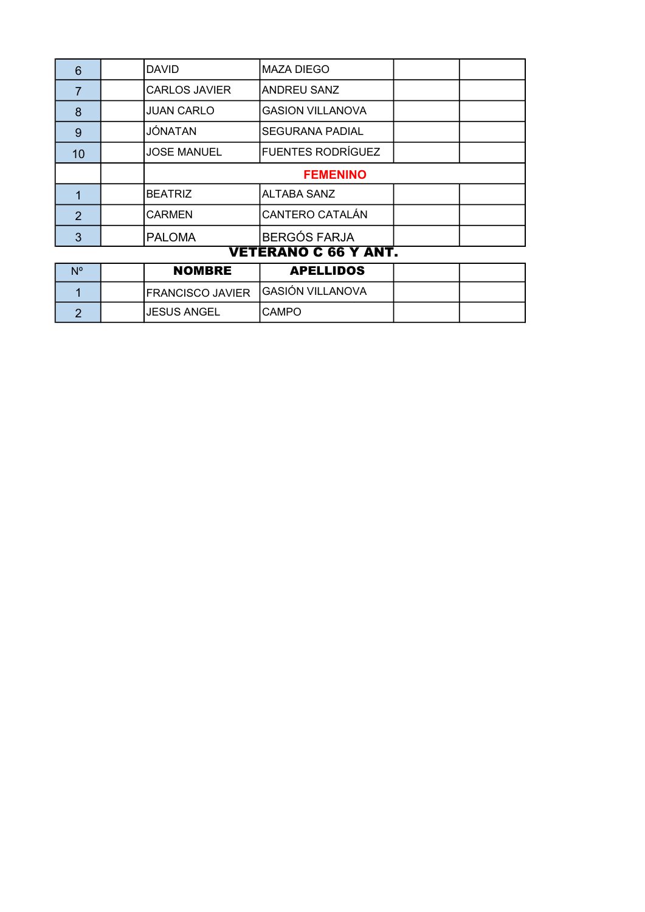| | | | | | |
|---|---|---|---|---|---|
| 6 | | DAVID | MAZA DIEGO | | |
| 7 | | CARLOS JAVIER | ANDREU SANZ | | |
| 8 | | JUAN CARLO | GASION VILLANOVA | | |
| 9 | | JÓNATAN | SEGURANA PADIAL | | |
| 10 | | JOSE MANUEL | FUENTES RODRÍGUEZ | | |
| | | **FEMENINO** | | | |
| 1 | | BEATRIZ | ALTABA SANZ | | |
| 2 | | CARMEN | CANTERO CATALÁN | | |
| 3 | | PALOMA | BERGÓS FARJA | | |

## VETERANO C 66 Y ANT.

| Nº | | NOMBRE | APELLIDOS | | |
|---|---|---|---|---|---|
| 1 | | FRANCISCO JAVIER | GASIÓN VILLANOVA | | |
| 2 | | JESUS ANGEL | CAMPO | | |